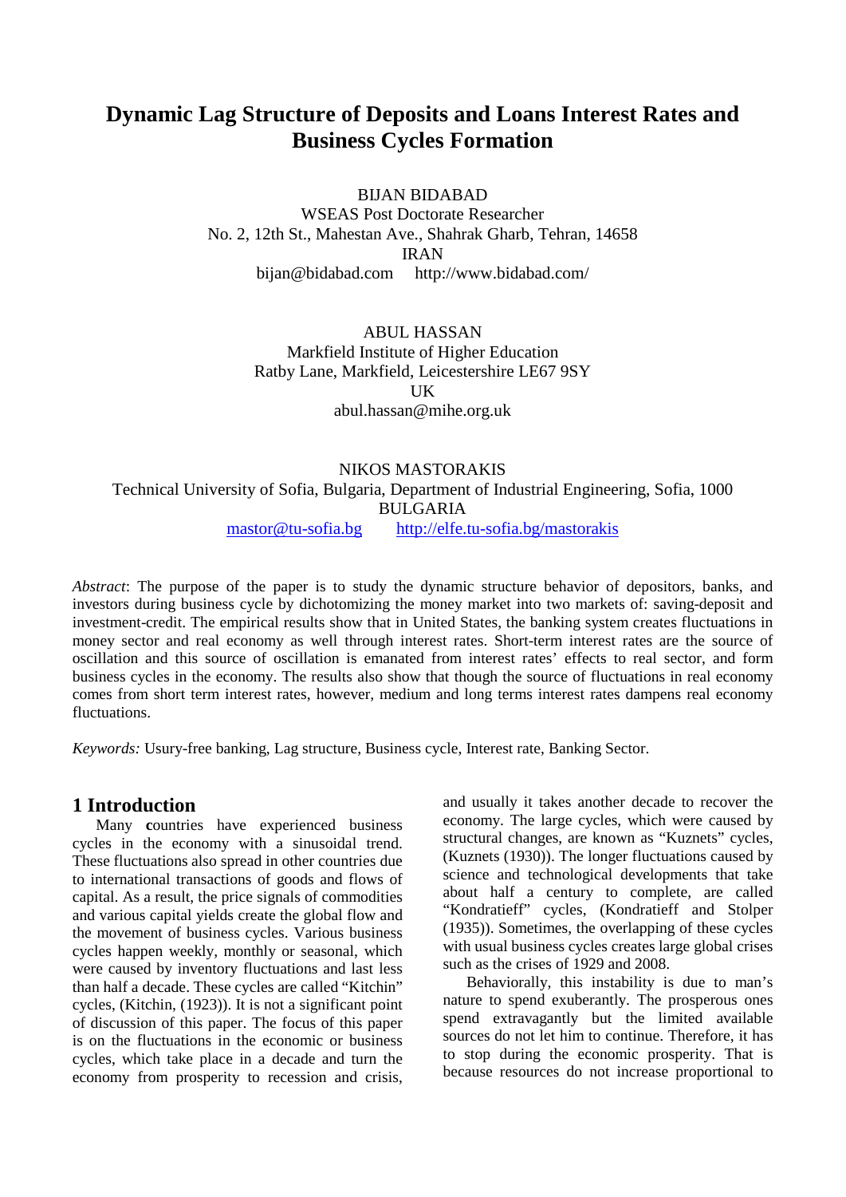# Dynamic Lag Structure of Deposits and Loans Interest Rates and Business Cycles Formation

BIJAN BIDABAD
WSEAS Post Doctorate Researcher
No. 2, 12th St., Mahestan Ave., Shahrak Gharb, Tehran, 14658
IRAN
bijan@bidabad.com http://www.bidabad.com/

ABUL HASSAN
Markfield Institute of Higher Education
Ratby Lane, Markfield, Leicestershire LE67 9SY
UK
abul.hassan@mihe.org.uk

NIKOS MASTORAKIS
Technical University of Sofia, Bulgaria, Department of Industrial Engineering, Sofia, 1000
BULGARIA
mastor@tu-sofia.bg http://elfe.tu-sofia.bg/mastorakis

*Abstract*: The purpose of the paper is to study the dynamic structure behavior of depositors, banks, and investors during business cycle by dichotomizing the money market into two markets of: saving-deposit and investment-credit. The empirical results show that in United States, the banking system creates fluctuations in money sector and real economy as well through interest rates. Short-term interest rates are the source of oscillation and this source of oscillation is emanated from interest rates' effects to real sector, and form business cycles in the economy. The results also show that though the source of fluctuations in real economy comes from short term interest rates, however, medium and long terms interest rates dampens real economy fluctuations.

*Keywords:* Usury-free banking, Lag structure, Business cycle, Interest rate, Banking Sector.

## 1 Introduction

Many countries have experienced business cycles in the economy with a sinusoidal trend. These fluctuations also spread in other countries due to international transactions of goods and flows of capital. As a result, the price signals of commodities and various capital yields create the global flow and the movement of business cycles. Various business cycles happen weekly, monthly or seasonal, which were caused by inventory fluctuations and last less than half a decade. These cycles are called "Kitchin" cycles, (Kitchin, (1923)). It is not a significant point of discussion of this paper. The focus of this paper is on the fluctuations in the economic or business cycles, which take place in a decade and turn the economy from prosperity to recession and crisis, and usually it takes another decade to recover the economy. The large cycles, which were caused by structural changes, are known as "Kuznets" cycles, (Kuznets (1930)). The longer fluctuations caused by science and technological developments that take about half a century to complete, are called "Kondratieff" cycles, (Kondratieff and Stolper (1935)). Sometimes, the overlapping of these cycles with usual business cycles creates large global crises such as the crises of 1929 and 2008.

Behaviorally, this instability is due to man's nature to spend exuberantly. The prosperous ones spend extravagantly but the limited available sources do not let him to continue. Therefore, it has to stop during the economic prosperity. That is because resources do not increase proportional to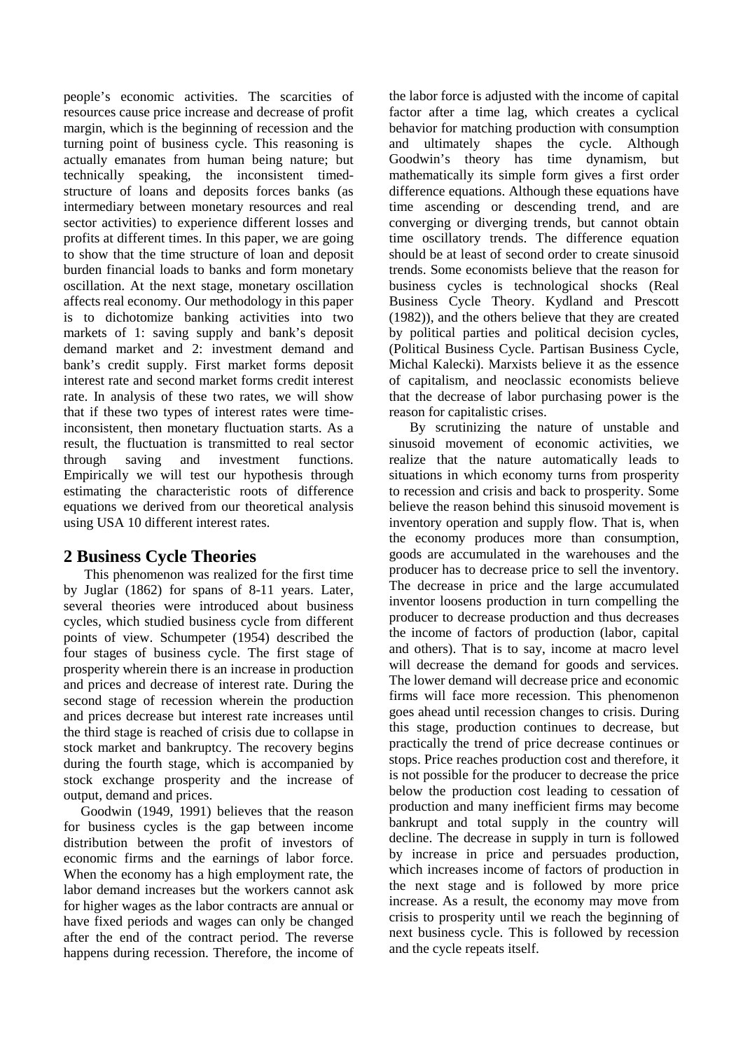people's economic activities. The scarcities of resources cause price increase and decrease of profit margin, which is the beginning of recession and the turning point of business cycle. This reasoning is actually emanates from human being nature; but technically speaking, the inconsistent timed-structure of loans and deposits forces banks (as intermediary between monetary resources and real sector activities) to experience different losses and profits at different times. In this paper, we are going to show that the time structure of loan and deposit burden financial loads to banks and form monetary oscillation. At the next stage, monetary oscillation affects real economy. Our methodology in this paper is to dichotomize banking activities into two markets of 1: saving supply and bank's deposit demand market and 2: investment demand and bank's credit supply. First market forms deposit interest rate and second market forms credit interest rate. In analysis of these two rates, we will show that if these two types of interest rates were time-inconsistent, then monetary fluctuation starts. As a result, the fluctuation is transmitted to real sector through saving and investment functions. Empirically we will test our hypothesis through estimating the characteristic roots of difference equations we derived from our theoretical analysis using USA 10 different interest rates.

## 2 Business Cycle Theories

This phenomenon was realized for the first time by Juglar (1862) for spans of 8-11 years. Later, several theories were introduced about business cycles, which studied business cycle from different points of view. Schumpeter (1954) described the four stages of business cycle. The first stage of prosperity wherein there is an increase in production and prices and decrease of interest rate. During the second stage of recession wherein the production and prices decrease but interest rate increases until the third stage is reached of crisis due to collapse in stock market and bankruptcy. The recovery begins during the fourth stage, which is accompanied by stock exchange prosperity and the increase of output, demand and prices.

Goodwin (1949, 1991) believes that the reason for business cycles is the gap between income distribution between the profit of investors of economic firms and the earnings of labor force. When the economy has a high employment rate, the labor demand increases but the workers cannot ask for higher wages as the labor contracts are annual or have fixed periods and wages can only be changed after the end of the contract period. The reverse happens during recession. Therefore, the income of the labor force is adjusted with the income of capital factor after a time lag, which creates a cyclical behavior for matching production with consumption and ultimately shapes the cycle. Although Goodwin's theory has time dynamism, but mathematically its simple form gives a first order difference equations. Although these equations have time ascending or descending trend, and are converging or diverging trends, but cannot obtain time oscillatory trends. The difference equation should be at least of second order to create sinusoid trends. Some economists believe that the reason for business cycles is technological shocks (Real Business Cycle Theory. Kydland and Prescott (1982)), and the others believe that they are created by political parties and political decision cycles, (Political Business Cycle. Partisan Business Cycle, Michal Kalecki). Marxists believe it as the essence of capitalism, and neoclassic economists believe that the decrease of labor purchasing power is the reason for capitalistic crises.

By scrutinizing the nature of unstable and sinusoid movement of economic activities, we realize that the nature automatically leads to situations in which economy turns from prosperity to recession and crisis and back to prosperity. Some believe the reason behind this sinusoid movement is inventory operation and supply flow. That is, when the economy produces more than consumption, goods are accumulated in the warehouses and the producer has to decrease price to sell the inventory. The decrease in price and the large accumulated inventor loosens production in turn compelling the producer to decrease production and thus decreases the income of factors of production (labor, capital and others). That is to say, income at macro level will decrease the demand for goods and services. The lower demand will decrease price and economic firms will face more recession. This phenomenon goes ahead until recession changes to crisis. During this stage, production continues to decrease, but practically the trend of price decrease continues or stops. Price reaches production cost and therefore, it is not possible for the producer to decrease the price below the production cost leading to cessation of production and many inefficient firms may become bankrupt and total supply in the country will decline. The decrease in supply in turn is followed by increase in price and persuades production, which increases income of factors of production in the next stage and is followed by more price increase. As a result, the economy may move from crisis to prosperity until we reach the beginning of next business cycle. This is followed by recession and the cycle repeats itself.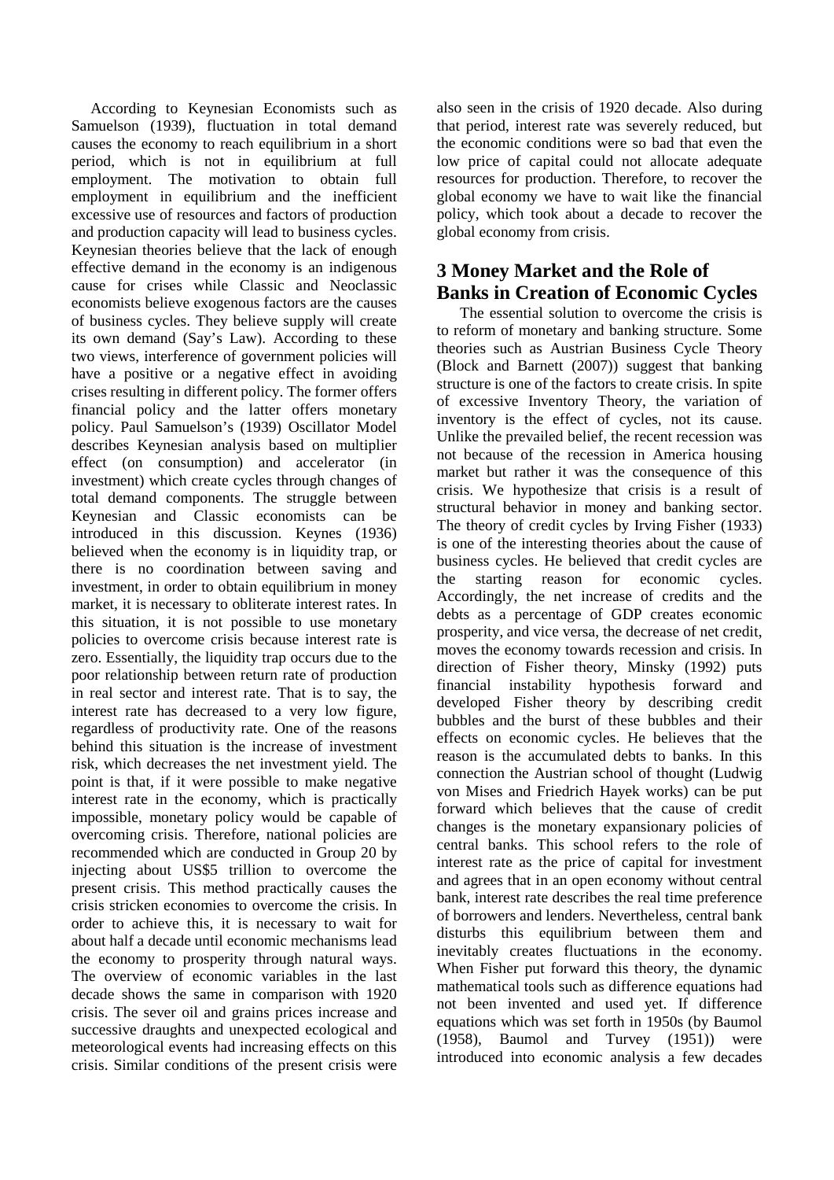According to Keynesian Economists such as Samuelson (1939), fluctuation in total demand causes the economy to reach equilibrium in a short period, which is not in equilibrium at full employment. The motivation to obtain full employment in equilibrium and the inefficient excessive use of resources and factors of production and production capacity will lead to business cycles. Keynesian theories believe that the lack of enough effective demand in the economy is an indigenous cause for crises while Classic and Neoclassic economists believe exogenous factors are the causes of business cycles. They believe supply will create its own demand (Say's Law). According to these two views, interference of government policies will have a positive or a negative effect in avoiding crises resulting in different policy. The former offers financial policy and the latter offers monetary policy. Paul Samuelson's (1939) Oscillator Model describes Keynesian analysis based on multiplier effect (on consumption) and accelerator (in investment) which create cycles through changes of total demand components. The struggle between Keynesian and Classic economists can be introduced in this discussion. Keynes (1936) believed when the economy is in liquidity trap, or there is no coordination between saving and investment, in order to obtain equilibrium in money market, it is necessary to obliterate interest rates. In this situation, it is not possible to use monetary policies to overcome crisis because interest rate is zero. Essentially, the liquidity trap occurs due to the poor relationship between return rate of production in real sector and interest rate. That is to say, the interest rate has decreased to a very low figure, regardless of productivity rate. One of the reasons behind this situation is the increase of investment risk, which decreases the net investment yield. The point is that, if it were possible to make negative interest rate in the economy, which is practically impossible, monetary policy would be capable of overcoming crisis. Therefore, national policies are recommended which are conducted in Group 20 by injecting about US$5 trillion to overcome the present crisis. This method practically causes the crisis stricken economies to overcome the crisis. In order to achieve this, it is necessary to wait for about half a decade until economic mechanisms lead the economy to prosperity through natural ways. The overview of economic variables in the last decade shows the same in comparison with 1920 crisis. The sever oil and grains prices increase and successive draughts and unexpected ecological and meteorological events had increasing effects on this crisis. Similar conditions of the present crisis were also seen in the crisis of 1920 decade. Also during that period, interest rate was severely reduced, but the economic conditions were so bad that even the low price of capital could not allocate adequate resources for production. Therefore, to recover the global economy we have to wait like the financial policy, which took about a decade to recover the global economy from crisis.

## 3 Money Market and the Role of Banks in Creation of Economic Cycles

The essential solution to overcome the crisis is to reform of monetary and banking structure. Some theories such as Austrian Business Cycle Theory (Block and Barnett (2007)) suggest that banking structure is one of the factors to create crisis. In spite of excessive Inventory Theory, the variation of inventory is the effect of cycles, not its cause. Unlike the prevailed belief, the recent recession was not because of the recession in America housing market but rather it was the consequence of this crisis. We hypothesize that crisis is a result of structural behavior in money and banking sector. The theory of credit cycles by Irving Fisher (1933) is one of the interesting theories about the cause of business cycles. He believed that credit cycles are the starting reason for economic cycles. Accordingly, the net increase of credits and the debts as a percentage of GDP creates economic prosperity, and vice versa, the decrease of net credit, moves the economy towards recession and crisis. In direction of Fisher theory, Minsky (1992) puts financial instability hypothesis forward and developed Fisher theory by describing credit bubbles and the burst of these bubbles and their effects on economic cycles. He believes that the reason is the accumulated debts to banks. In this connection the Austrian school of thought (Ludwig von Mises and Friedrich Hayek works) can be put forward which believes that the cause of credit changes is the monetary expansionary policies of central banks. This school refers to the role of interest rate as the price of capital for investment and agrees that in an open economy without central bank, interest rate describes the real time preference of borrowers and lenders. Nevertheless, central bank disturbs this equilibrium between them and inevitably creates fluctuations in the economy. When Fisher put forward this theory, the dynamic mathematical tools such as difference equations had not been invented and used yet. If difference equations which was set forth in 1950s (by Baumol (1958), Baumol and Turvey (1951)) were introduced into economic analysis a few decades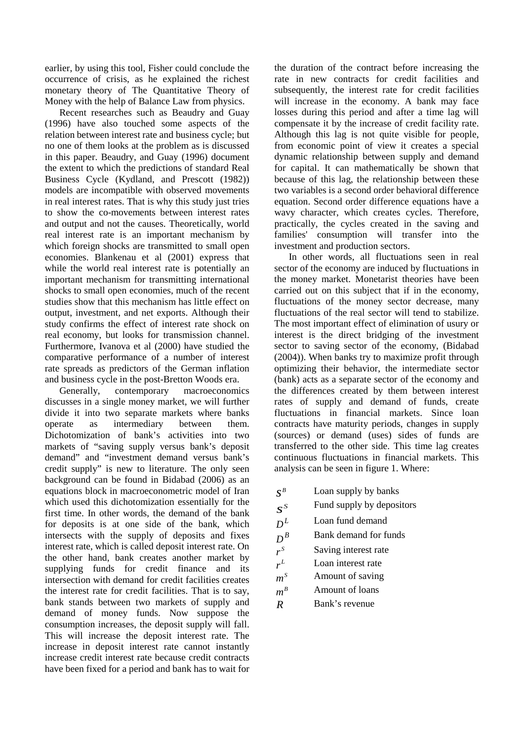earlier, by using this tool, Fisher could conclude the occurrence of crisis, as he explained the richest monetary theory of The Quantitative Theory of Money with the help of Balance Law from physics.

Recent researches such as Beaudry and Guay (1996) have also touched some aspects of the relation between interest rate and business cycle; but no one of them looks at the problem as is discussed in this paper. Beaudry, and Guay (1996) document the extent to which the predictions of standard Real Business Cycle (Kydland, and Prescott (1982)) models are incompatible with observed movements in real interest rates. That is why this study just tries to show the co-movements between interest rates and output and not the causes. Theoretically, world real interest rate is an important mechanism by which foreign shocks are transmitted to small open economies. Blankenau et al (2001) express that while the world real interest rate is potentially an important mechanism for transmitting international shocks to small open economies, much of the recent studies show that this mechanism has little effect on output, investment, and net exports. Although their study confirms the effect of interest rate shock on real economy, but looks for transmission channel. Furthermore, Ivanova et al (2000) have studied the comparative performance of a number of interest rate spreads as predictors of the German inflation and business cycle in the post-Bretton Woods era.

Generally, contemporary macroeconomics discusses in a single money market, we will further divide it into two separate markets where banks operate as intermediary between them. Dichotomization of bank's activities into two markets of "saving supply versus bank's deposit demand" and "investment demand versus bank's credit supply" is new to literature. The only seen background can be found in Bidabad (2006) as an equations block in macroeconometric model of Iran which used this dichotomization essentially for the first time. In other words, the demand of the bank for deposits is at one side of the bank, which intersects with the supply of deposits and fixes interest rate, which is called deposit interest rate. On the other hand, bank creates another market by supplying funds for credit finance and its intersection with demand for credit facilities creates the interest rate for credit facilities. That is to say, bank stands between two markets of supply and demand of money funds. Now suppose the consumption increases, the deposit supply will fall. This will increase the deposit interest rate. The increase in deposit interest rate cannot instantly increase credit interest rate because credit contracts have been fixed for a period and bank has to wait for the duration of the contract before increasing the rate in new contracts for credit facilities and subsequently, the interest rate for credit facilities will increase in the economy. A bank may face losses during this period and after a time lag will compensate it by the increase of credit facility rate. Although this lag is not quite visible for people, from economic point of view it creates a special dynamic relationship between supply and demand for capital. It can mathematically be shown that because of this lag, the relationship between these two variables is a second order behavioral difference equation. Second order difference equations have a wavy character, which creates cycles. Therefore, practically, the cycles created in the saving and families' consumption will transfer into the investment and production sectors.

In other words, all fluctuations seen in real sector of the economy are induced by fluctuations in the money market. Monetarist theories have been carried out on this subject that if in the economy, fluctuations of the money sector decrease, many fluctuations of the real sector will tend to stabilize. The most important effect of elimination of usury or interest is the direct bridging of the investment sector to saving sector of the economy, (Bidabad (2004)). When banks try to maximize profit through optimizing their behavior, the intermediate sector (bank) acts as a separate sector of the economy and the differences created by them between interest rates of supply and demand of funds, create fluctuations in financial markets. Since loan contracts have maturity periods, changes in supply (sources) or demand (uses) sides of funds are transferred to the other side. This time lag creates continuous fluctuations in financial markets. This analysis can be seen in figure 1. Where:

| | |
|---|---|
| $S^B$ | Loan supply by banks |
| $S^S$ | Fund supply by depositors |
| $D^L$ | Loan fund demand |
| $D^B$ | Bank demand for funds |
| $r^S$ | Saving interest rate |
| $r^L$ | Loan interest rate |
| $m^S$ | Amount of saving |
| $m^B$ | Amount of loans |
| $R$ | Bank's revenue |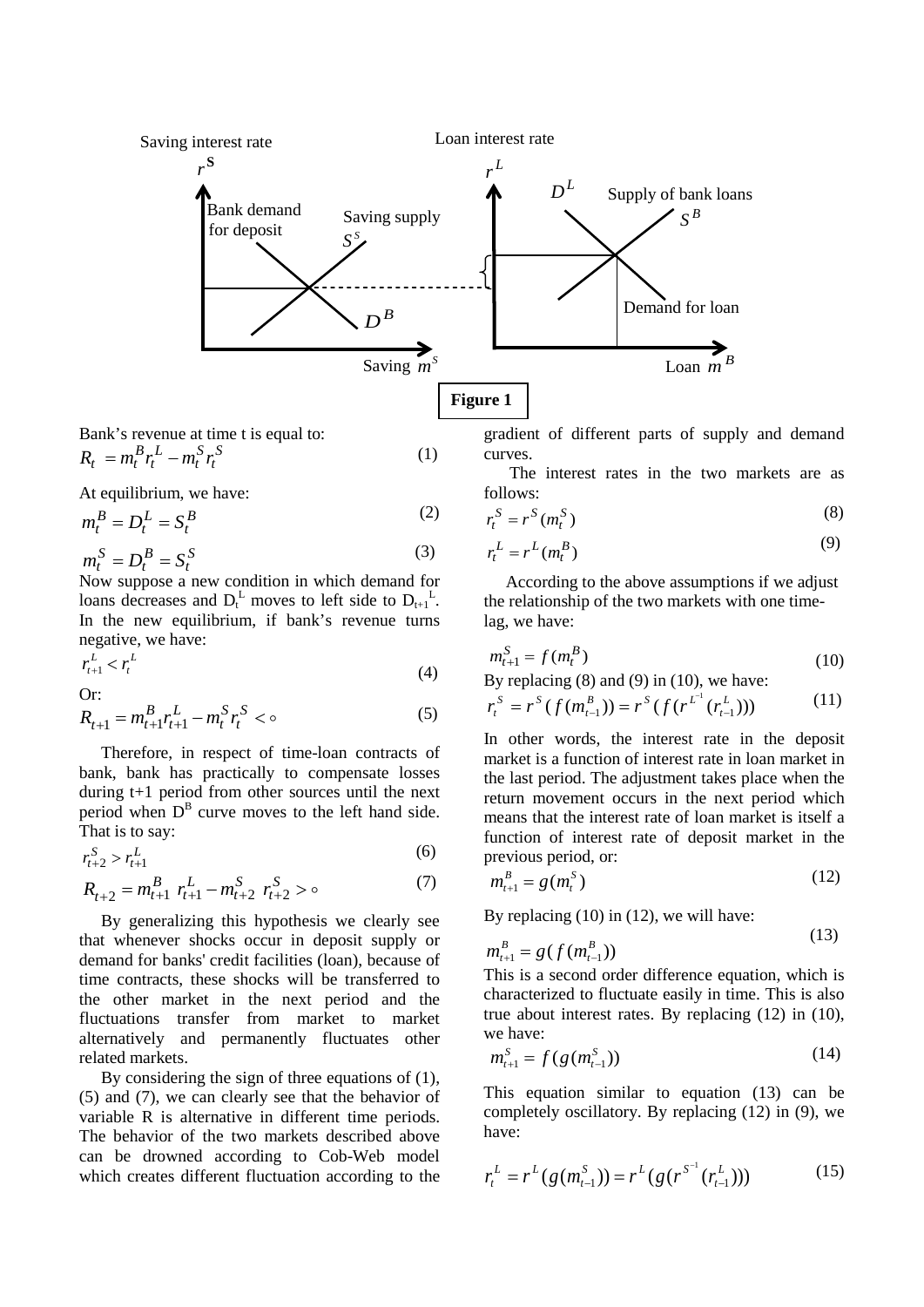Figure 1

Bank's revenue at time t is equal to:

$$R_t = m_t^B r_t^L - m_t^S r_t^S \tag{1}$$

At equilibrium, we have:

$$m_t^B = D_t^L = S_t^B \tag{2}$$

$$m_t^S = D_t^B = S_t^S \tag{3}$$

Now suppose a new condition in which demand for loans decreases and $D_t^L$ moves to left side to $D_{t+1}^L$. In the new equilibrium, if bank's revenue turns negative, we have:

$$r_{t+1}^L < r_t^L \tag{4}$$

Or:

$$R_{t+1} = m_{t+1}^B r_{t+1}^L - m_t^S r_t^S < \circ \tag{5}$$

Therefore, in respect of time-loan contracts of bank, bank has practically to compensate losses during t+1 period from other sources until the next period when $D^B$ curve moves to the left hand side. That is to say:

$$r_{t+2}^S > r_{t+1}^L \tag{6}$$

$$R_{t+2} = m_{t+1}^B \ r_{t+1}^L - m_{t+2}^S \ r_{t+2}^S > \circ \tag{7}$$

By generalizing this hypothesis we clearly see that whenever shocks occur in deposit supply or demand for banks' credit facilities (loan), because of time contracts, these shocks will be transferred to the other market in the next period and the fluctuations transfer from market to market alternatively and permanently fluctuates other related markets.

By considering the sign of three equations of (1), (5) and (7), we can clearly see that the behavior of variable R is alternative in different time periods. The behavior of the two markets described above can be drowned according to Cob-Web model which creates different fluctuation according to the gradient of different parts of supply and demand curves.

The interest rates in the two markets are as follows:

$$r_t^S = r^S(m_t^S) \tag{8}$$

$$r_t^L = r^L(m_t^B) \tag{9}$$

According to the above assumptions if we adjust the relationship of the two markets with one time-lag, we have:

$$m_{t+1}^S = f(m_t^B) \tag{10}$$

By replacing (8) and (9) in (10), we have:

$$r_t^S = r^S(f(m_{t-1}^B)) = r^S(f(r^{L^{-1}}(r_{t-1}^L))) \tag{11}$$

In other words, the interest rate in the deposit market is a function of interest rate in loan market in the last period. The adjustment takes place when the return movement occurs in the next period which means that the interest rate of loan market is itself a function of interest rate of deposit market in the previous period, or:

$$m_{t+1}^B = g(m_t^S) \tag{12}$$

By replacing (10) in (12), we will have:

$$m_{t+1}^B = g(f(m_{t-1}^B)) \tag{13}$$

This is a second order difference equation, which is characterized to fluctuate easily in time. This is also true about interest rates. By replacing (12) in (10), we have:

$$m_{t+1}^S = f(g(m_{t-1}^S)) \tag{14}$$

This equation similar to equation (13) can be completely oscillatory. By replacing (12) in (9), we have:

$$r_t^L = r^L(g(m_{t-1}^S)) = r^L(g(r^{S^{-1}}(r_{t-1}^L))) \tag{15}$$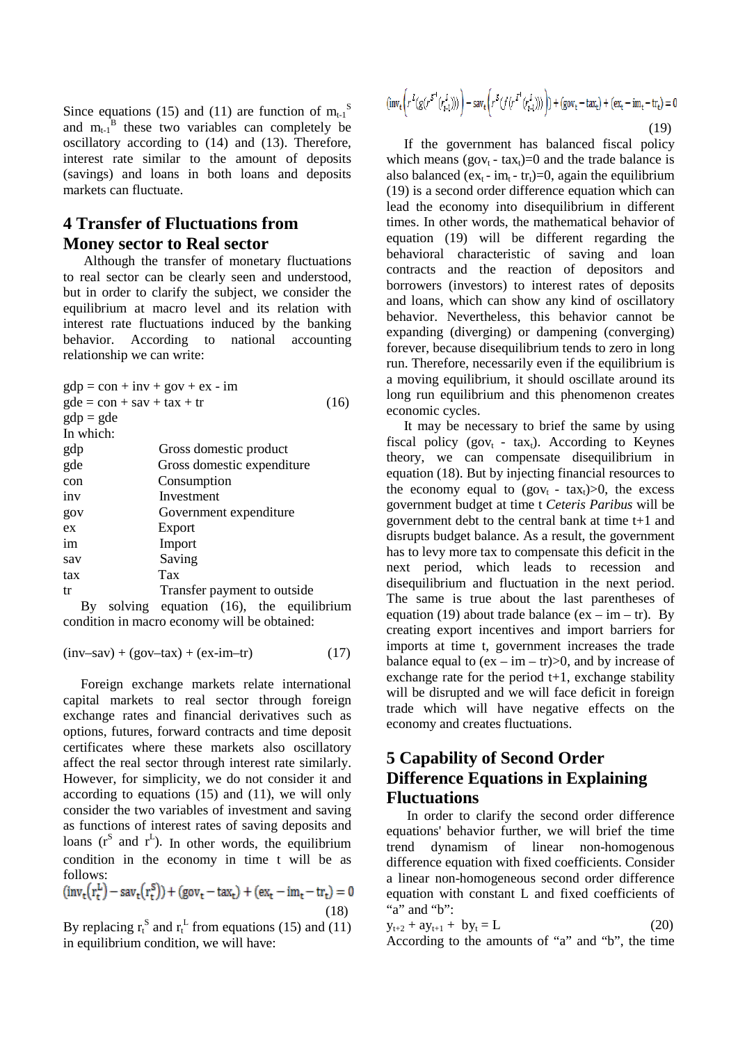Since equations (15) and (11) are function of $m_{t-1}^S$ and $m_{t-1}^B$ these two variables can completely be oscillatory according to (14) and (13). Therefore, interest rate similar to the amount of deposits (savings) and loans in both loans and deposits markets can fluctuate.

## 4 Transfer of Fluctuations from Money sector to Real sector

Although the transfer of monetary fluctuations to real sector can be clearly seen and understood, but in order to clarify the subject, we consider the equilibrium at macro level and its relation with interest rate fluctuations induced by the banking behavior. According to national accounting relationship we can write:

$$\begin{aligned} gdp &= con + inv + gov + ex - im \\ gde &= con + sav + tax + tr \\ gdp &= gde \end{aligned} \tag{16}$$

In which:

| | |
|---|---|
| gdp | Gross domestic product |
| gde | Gross domestic expenditure |
| con | Consumption |
| inv | Investment |
| gov | Government expenditure |
| ex | Export |
| im | Import |
| sav | Saving |
| tax | Tax |
| tr | Transfer payment to outside |

By solving equation (16), the equilibrium condition in macro economy will be obtained:

$$(inv–sav) + (gov–tax) + (ex-im–tr) \tag{17}$$

Foreign exchange markets relate international capital markets to real sector through foreign exchange rates and financial derivatives such as options, futures, forward contracts and time deposit certificates where these markets also oscillatory affect the real sector through interest rate similarly. However, for simplicity, we do not consider it and according to equations (15) and (11), we will only consider the two variables of investment and saving as functions of interest rates of saving deposits and loans ($r^S$ and $r^L$). In other words, the equilibrium condition in the economy in time t will be as follows:

$$(\mathrm{inv}_t(r_t^L) - \mathrm{sav}_t(r_t^S)) + (\mathrm{gov}_t - \mathrm{tax}_t) + (\mathrm{ex}_t - \mathrm{im}_t - \mathrm{tr}_t) = 0 \tag{18}$$

By replacing $r_t^S$ and $r_t^L$ from equations (15) and (11) in equilibrium condition, we will have:

$$\left(\mathrm{inv}_t\left(r^L\left(g\left(r^{S^{-1}}\left(r_{t-1}^L\right)\right)\right)\right) - \mathrm{sav}_t\left(r^S\left(f\left(r^{L^{-1}}\left(r_{t-1}^L\right)\right)\right)\right)\right) + (\mathrm{gov}_t - \mathrm{tax}_t) + (\mathrm{ex}_t - \mathrm{im}_t - \mathrm{tr}_t) = 0 \tag{19}$$

If the government has balanced fiscal policy which means ($gov_t$ - $tax_t$)=0 and the trade balance is also balanced ($ex_t$ - $im_t$ - $tr_t$)=0, again the equilibrium (19) is a second order difference equation which can lead the economy into disequilibrium in different times. In other words, the mathematical behavior of equation (19) will be different regarding the behavioral characteristic of saving and loan contracts and the reaction of depositors and borrowers (investors) to interest rates of deposits and loans, which can show any kind of oscillatory behavior. Nevertheless, this behavior cannot be expanding (diverging) or dampening (converging) forever, because disequilibrium tends to zero in long run. Therefore, necessarily even if the equilibrium is a moving equilibrium, it should oscillate around its long run equilibrium and this phenomenon creates economic cycles.

It may be necessary to brief the same by using fiscal policy ($gov_t$ - $tax_t$). According to Keynes theory, we can compensate disequilibrium in equation (18). But by injecting financial resources to the economy equal to ($gov_t$ - $tax_t$)>0, the excess government budget at time t *Ceteris Paribus* will be government debt to the central bank at time t+1 and disrupts budget balance. As a result, the government has to levy more tax to compensate this deficit in the next period, which leads to recession and disequilibrium and fluctuation in the next period. The same is true about the last parentheses of equation (19) about trade balance (ex – im – tr). By creating export incentives and import barriers for imports at time t, government increases the trade balance equal to (ex – im – tr)>0, and by increase of exchange rate for the period t+1, exchange stability will be disrupted and we will face deficit in foreign trade which will have negative effects on the economy and creates fluctuations.

## 5 Capability of Second Order Difference Equations in Explaining Fluctuations

In order to clarify the second order difference equations' behavior further, we will brief the time trend dynamism of linear non-homogenous difference equation with fixed coefficients. Consider a linear non-homogeneous second order difference equation with constant L and fixed coefficients of "a" and "b":

$$y_{t+2} + ay_{t+1} + by_t = L \tag{20}$$

According to the amounts of "a" and "b", the time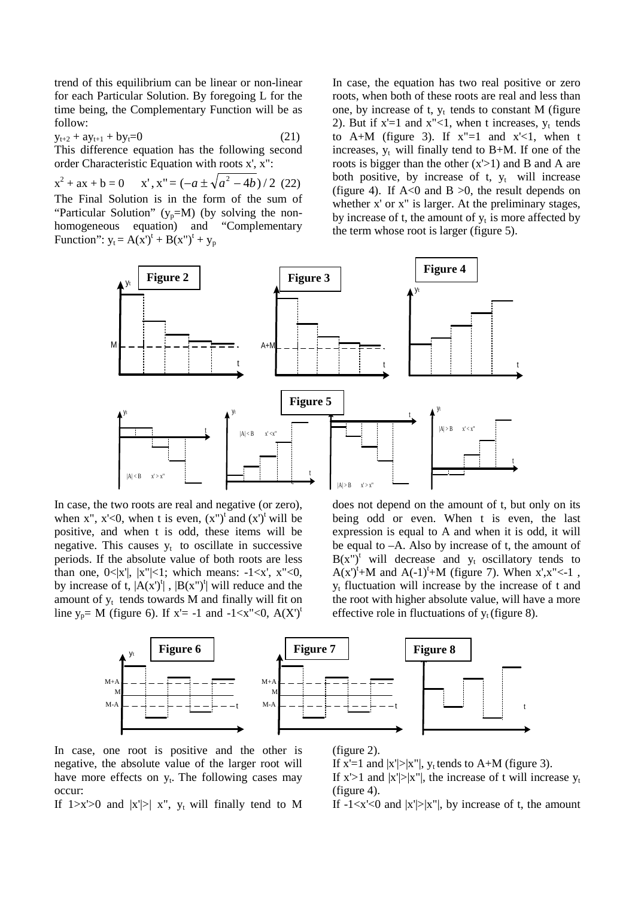trend of this equilibrium can be linear or non-linear for each Particular Solution. By foregoing L for the time being, the Complementary Function will be as follow:

$$y_{t+2} + ay_{t+1} + by_t=0 \quad (21)$$

This difference equation has the following second order Characteristic Equation with roots x', x'':

$$x^2 + ax + b = 0 \qquad x', x'' = (-a \pm \sqrt{a^2 - 4b})/2 \quad (22)$$

The Final Solution is in the form of the sum of "Particular Solution" ($y_p$=M) (by solving the non-homogeneous equation) and "Complementary Function": $y_t = A(x')^t + B(x'')^t + y_p$

In case, the equation has two real positive or zero roots, when both of these roots are real and less than one, by increase of t, $y_t$ tends to constant M (figure 2). But if x'=1 and x''<1, when t increases, $y_t$ tends to A+M (figure 3). If x''=1 and x'<1, when t increases, $y_t$ will finally tend to B+M. If one of the roots is bigger than the other (x'>1) and B and A are both positive, by increase of t, $y_t$ will increase (figure 4). If A<0 and B >0, the result depends on whether x' or x'' is larger. At the preliminary stages, by increase of t, the amount of $y_t$ is more affected by the term whose root is larger (figure 5).

**Figure 2** **Figure 3** **Figure 4**

**Figure 5**

In case, the two roots are real and negative (or zero), when x'', x'<0, when t is even, $(x'')^t$ and $(x')^t$ will be positive, and when t is odd, these items will be negative. This causes $y_t$ to oscillate in successive periods. If the absolute value of both roots are less than one, 0<|x'|, |x''|<1; which means: -1<x', x''<0, by increase of t, $|A(x')^t|$ , $|B(x'')^t|$ will reduce and the amount of $y_t$ tends towards M and finally will fit on line $y_p$= M (figure 6). If x'= -1 and -1<x''<0, $A(X')^t$ does not depend on the amount of t, but only on its being odd or even. When t is even, the last expression is equal to A and when it is odd, it will be equal to –A. Also by increase of t, the amount of $B(x'')^t$ will decrease and $y_t$ oscillatory tends to $A(x')^t$+M and $A(-1)^t$+M (figure 7). When x',x''<-1 , $y_t$ fluctuation will increase by the increase of t and the root with higher absolute value, will have a more effective role in fluctuations of $y_t$ (figure 8).

**Figure 6** **Figure 7** **Figure 8**

In case, one root is positive and the other is negative, the absolute value of the larger root will have more effects on $y_t$. The following cases may occur:

If 1>x'>0 and |x'|>| x'', $y_t$ will finally tend to M (figure 2).

If x'=1 and |x'|>|x''|, $y_t$ tends to A+M (figure 3).

If x'>1 and |x'|>|x''|, the increase of t will increase $y_t$ (figure 4).

If -1<x'<0 and |x'|>|x''|, by increase of t, the amount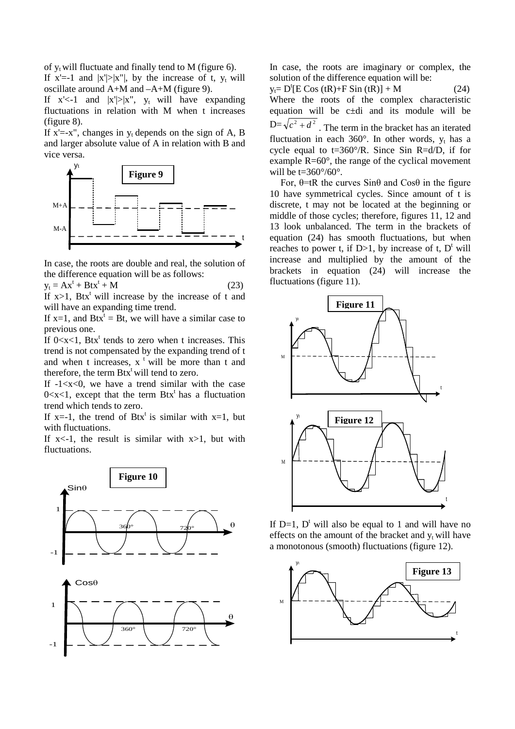of $y_t$ will fluctuate and finally tend to M (figure 6).

If $x'=-1$ and $|x'|>|x''|$, by the increase of t, $y_t$ will oscillate around A+M and –A+M (figure 9).

If $x'<-1$ and $|x'|>|x''|$, $y_t$ will have expanding fluctuations in relation with M when t increases (figure 8).

If $x'=-x''$, changes in $y_t$ depends on the sign of A, B and larger absolute value of A in relation with B and vice versa.

**Figure 9**

In case, the roots are double and real, the solution of the difference equation will be as follows:

$$y_t = Ax^t + Btx^t + M \qquad (23)$$

If $x>1$, $Btx^t$ will increase by the increase of t and will have an expanding time trend.

If $x=1$, and $Btx^t = Bt$, we will have a similar case to previous one.

If $0<x<1$, $Btx^t$ tends to zero when t increases. This trend is not compensated by the expanding trend of t and when t increases, $x^t$ will be more than t and therefore, the term $Btx^t$ will tend to zero.

If $-1<x<0$, we have a trend similar with the case $0<x<1$, except that the term $Btx^t$ has a fluctuation trend which tends to zero.

If $x=-1$, the trend of $Btx^t$ is similar with $x=1$, but with fluctuations.

If $x<-1$, the result is similar with $x>1$, but with fluctuations.

**Figure 10**

In case, the roots are imaginary or complex, the solution of the difference equation will be:

$$y_t= D^t[E \operatorname{Cos}(tR)+F \operatorname{Sin}(tR)] + M \qquad (24)$$

Where the roots of the complex characteristic equation will be $c\pm di$ and its module will be $D=\sqrt{c^2+d^2}$. The term in the bracket has an iterated fluctuation in each 360°. In other words, $y_t$ has a cycle equal to $t=360°/R$. Since $\operatorname{Sin} R=d/D$, if for example $R=60°$, the range of the cyclical movement will be $t=360°/60°$.

For, $\theta=tR$ the curves $\operatorname{Sin}\theta$ and $\operatorname{Cos}\theta$ in the figure 10 have symmetrical cycles. Since amount of t is discrete, t may not be located at the beginning or middle of those cycles; therefore, figures 11, 12 and 13 look unbalanced. The term in the brackets of equation (24) has smooth fluctuations, but when reaches to power t, if $D>1$, by increase of t, $D^t$ will increase and multiplied by the amount of the brackets in equation (24) will increase the fluctuations (figure 11).

**Figure 11**

**Figure 12**

If $D=1$, $D^t$ will also be equal to 1 and will have no effects on the amount of the bracket and $y_t$ will have a monotonous (smooth) fluctuations (figure 12).

**Figure 13**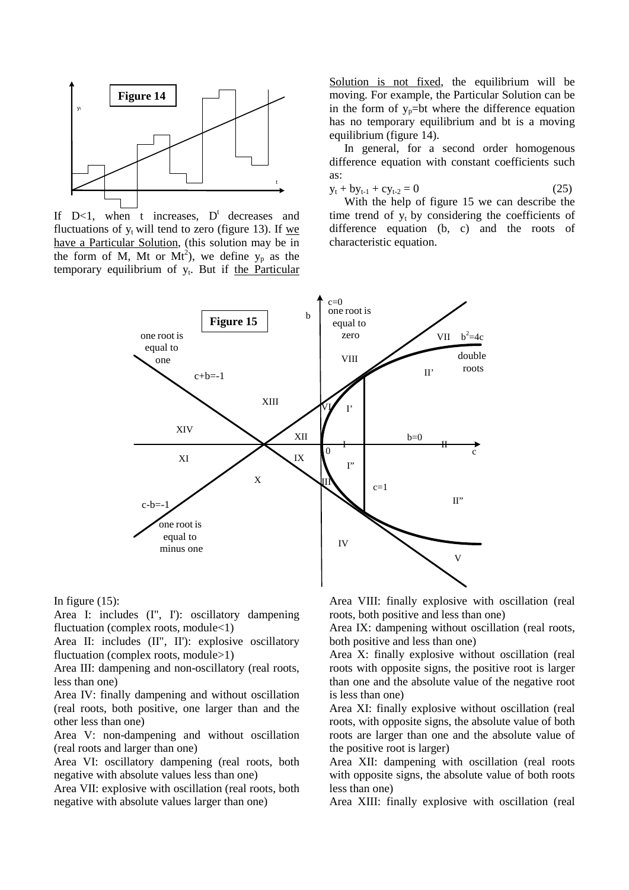If D<1, when t increases, $D^t$ decreases and fluctuations of $y_t$ will tend to zero (figure 13). If we have a Particular Solution, (this solution may be in the form of M, Mt or $Mt^2$), we define $y_p$ as the temporary equilibrium of $y_t$. But if the Particular Solution is not fixed, the equilibrium will be moving. For example, the Particular Solution can be in the form of $y_p$=bt where the difference equation has no temporary equilibrium and bt is a moving equilibrium (figure 14).

In general, for a second order homogenous difference equation with constant coefficients such as:

$$y_t + by_{t-1} + cy_{t-2} = 0 \qquad (25)$$

With the help of figure 15 we can describe the time trend of $y_t$ by considering the coefficients of difference equation (b, c) and the roots of characteristic equation.

In figure (15):

Area I: includes (I'', I'): oscillatory dampening fluctuation (complex roots, module<1)

Area II: includes (II'', II'): explosive oscillatory fluctuation (complex roots, module>1)

Area III: dampening and non-oscillatory (real roots, less than one)

Area IV: finally dampening and without oscillation (real roots, both positive, one larger than and the other less than one)

Area V: non-dampening and without oscillation (real roots and larger than one)

Area VI: oscillatory dampening (real roots, both negative with absolute values less than one)

Area VII: explosive with oscillation (real roots, both negative with absolute values larger than one)

Area VIII: finally explosive with oscillation (real roots, both positive and less than one)

Area IX: dampening without oscillation (real roots, both positive and less than one)

Area X: finally explosive without oscillation (real roots with opposite signs, the positive root is larger than one and the absolute value of the negative root is less than one)

Area XI: finally explosive without oscillation (real roots, with opposite signs, the absolute value of both roots are larger than one and the absolute value of the positive root is larger)

Area XII: dampening with oscillation (real roots with opposite signs, the absolute value of both roots less than one)

Area XIII: finally explosive with oscillation (real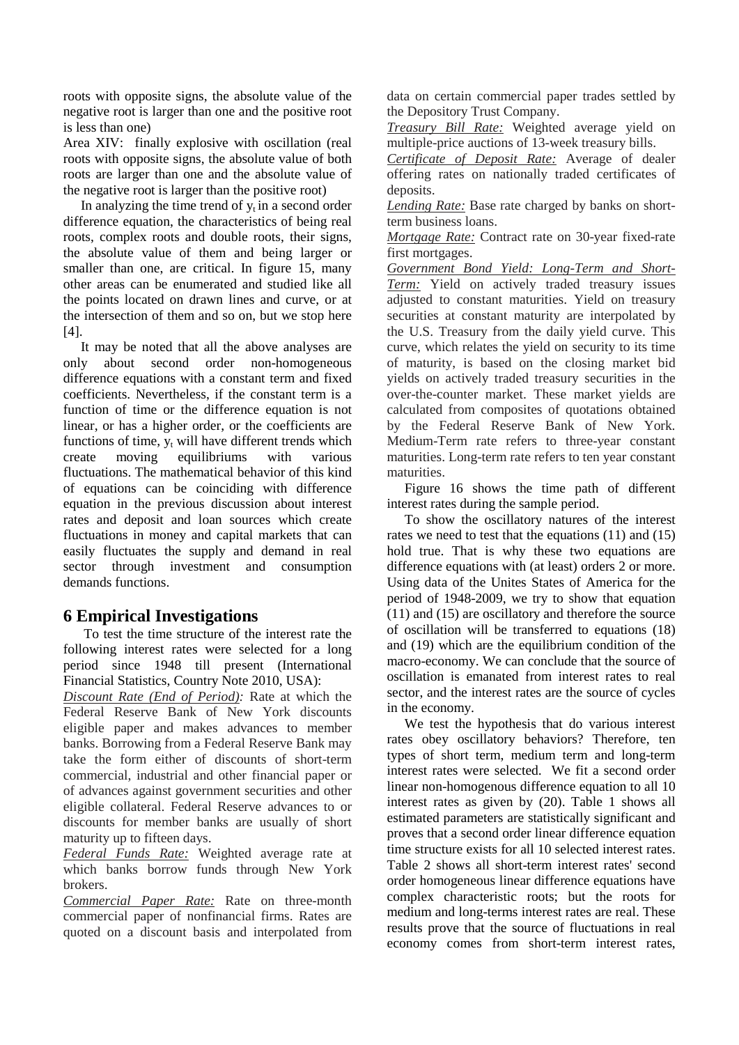roots with opposite signs, the absolute value of the negative root is larger than one and the positive root is less than one)

Area XIV: finally explosive with oscillation (real roots with opposite signs, the absolute value of both roots are larger than one and the absolute value of the negative root is larger than the positive root)

In analyzing the time trend of $y_t$ in a second order difference equation, the characteristics of being real roots, complex roots and double roots, their signs, the absolute value of them and being larger or smaller than one, are critical. In figure 15, many other areas can be enumerated and studied like all the points located on drawn lines and curve, or at the intersection of them and so on, but we stop here [4].

It may be noted that all the above analyses are only about second order non-homogeneous difference equations with a constant term and fixed coefficients. Nevertheless, if the constant term is a function of time or the difference equation is not linear, or has a higher order, or the coefficients are functions of time, $y_t$ will have different trends which create moving equilibriums with various fluctuations. The mathematical behavior of this kind of equations can be coinciding with difference equation in the previous discussion about interest rates and deposit and loan sources which create fluctuations in money and capital markets that can easily fluctuates the supply and demand in real sector through investment and consumption demands functions.

## 6 Empirical Investigations

To test the time structure of the interest rate the following interest rates were selected for a long period since 1948 till present (International Financial Statistics, Country Note 2010, USA):

*Discount Rate (End of Period):* Rate at which the Federal Reserve Bank of New York discounts eligible paper and makes advances to member banks. Borrowing from a Federal Reserve Bank may take the form either of discounts of short-term commercial, industrial and other financial paper or of advances against government securities and other eligible collateral. Federal Reserve advances to or discounts for member banks are usually of short maturity up to fifteen days.

*Federal Funds Rate:* Weighted average rate at which banks borrow funds through New York brokers.

*Commercial Paper Rate:* Rate on three-month commercial paper of nonfinancial firms. Rates are quoted on a discount basis and interpolated from data on certain commercial paper trades settled by the Depository Trust Company.

*Treasury Bill Rate:* Weighted average yield on multiple-price auctions of 13-week treasury bills.

*Certificate of Deposit Rate:* Average of dealer offering rates on nationally traded certificates of deposits.

*Lending Rate:* Base rate charged by banks on short-term business loans.

*Mortgage Rate:* Contract rate on 30-year fixed-rate first mortgages.

*Government Bond Yield: Long-Term and Short-Term:* Yield on actively traded treasury issues adjusted to constant maturities. Yield on treasury securities at constant maturity are interpolated by the U.S. Treasury from the daily yield curve. This curve, which relates the yield on security to its time of maturity, is based on the closing market bid yields on actively traded treasury securities in the over-the-counter market. These market yields are calculated from composites of quotations obtained by the Federal Reserve Bank of New York. Medium-Term rate refers to three-year constant maturities. Long-term rate refers to ten year constant maturities.

Figure 16 shows the time path of different interest rates during the sample period.

To show the oscillatory natures of the interest rates we need to test that the equations (11) and (15) hold true. That is why these two equations are difference equations with (at least) orders 2 or more. Using data of the Unites States of America for the period of 1948-2009, we try to show that equation (11) and (15) are oscillatory and therefore the source of oscillation will be transferred to equations (18) and (19) which are the equilibrium condition of the macro-economy. We can conclude that the source of oscillation is emanated from interest rates to real sector, and the interest rates are the source of cycles in the economy.

We test the hypothesis that do various interest rates obey oscillatory behaviors? Therefore, ten types of short term, medium term and long-term interest rates were selected. We fit a second order linear non-homogenous difference equation to all 10 interest rates as given by (20). Table 1 shows all estimated parameters are statistically significant and proves that a second order linear difference equation time structure exists for all 10 selected interest rates. Table 2 shows all short-term interest rates' second order homogeneous linear difference equations have complex characteristic roots; but the roots for medium and long-terms interest rates are real. These results prove that the source of fluctuations in real economy comes from short-term interest rates,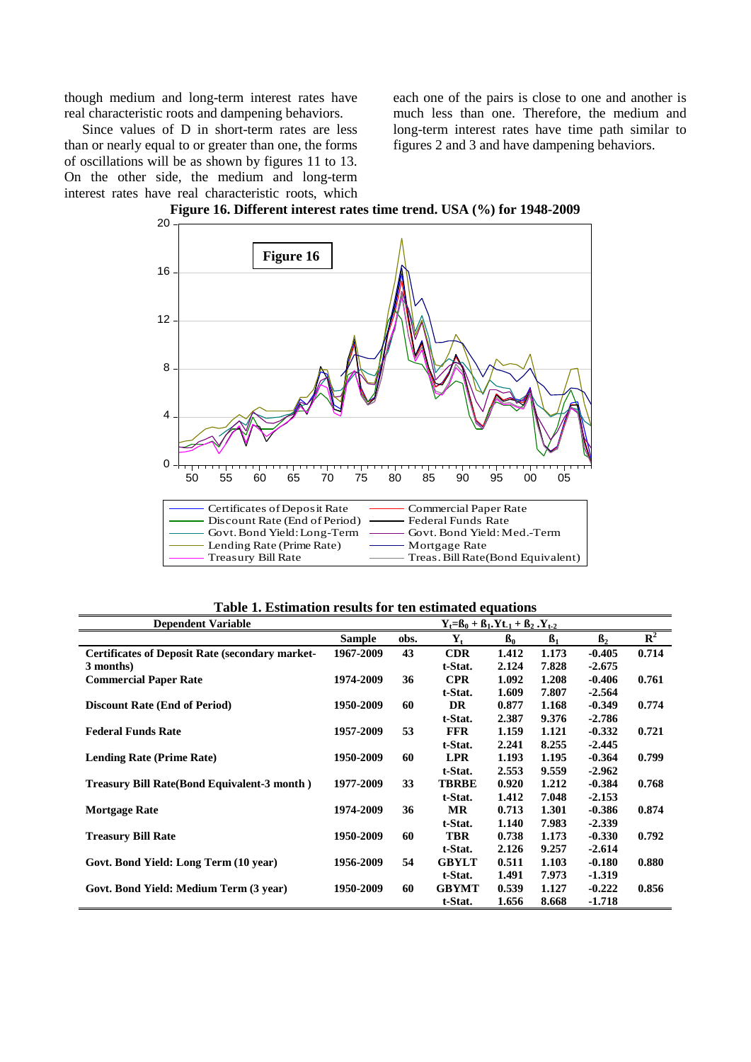though medium and long-term interest rates have real characteristic roots and dampening behaviors.

Since values of D in short-term rates are less than or nearly equal to or greater than one, the forms of oscillations will be as shown by figures 11 to 13. On the other side, the medium and long-term interest rates have real characteristic roots, which each one of the pairs is close to one and another is much less than one. Therefore, the medium and long-term interest rates have time path similar to figures 2 and 3 and have dampening behaviors.

**Figure 16. Different interest rates time trend. USA (%) for 1948-2009**

**Table 1. Estimation results for ten estimated equations**

| Dependent Variable | $Y_t = ß_0 + ß_1.Y_{t-1} + ß_2.Y_{t-2}$ | | | | | | |
|---|---|---|---|---|---|---|---|
| | Sample | obs. | $Y_t$ | $ß_0$ | $ß_1$ | $ß_2$ | $R^2$ |
| **Certificates of Deposit Rate (secondary market-3 months)** | 1967-2009 | 43 | CDR | 1.412 | 1.173 | -0.405 | 0.714 |
| | | | t-Stat. | 2.124 | 7.828 | -2.675 | |
| **Commercial Paper Rate** | 1974-2009 | 36 | CPR | 1.092 | 1.208 | -0.406 | 0.761 |
| | | | t-Stat. | 1.609 | 7.807 | -2.564 | |
| **Discount Rate (End of Period)** | 1950-2009 | 60 | DR | 0.877 | 1.168 | -0.349 | 0.774 |
| | | | t-Stat. | 2.387 | 9.376 | -2.786 | |
| **Federal Funds Rate** | 1957-2009 | 53 | FFR | 1.159 | 1.121 | -0.332 | 0.721 |
| | | | t-Stat. | 2.241 | 8.255 | -2.445 | |
| **Lending Rate (Prime Rate)** | 1950-2009 | 60 | LPR | 1.193 | 1.195 | -0.364 | 0.799 |
| | | | t-Stat. | 2.553 | 9.559 | -2.962 | |
| **Treasury Bill Rate(Bond Equivalent-3 month )** | 1977-2009 | 33 | TBRBE | 0.920 | 1.212 | -0.384 | 0.768 |
| | | | t-Stat. | 1.412 | 7.048 | -2.153 | |
| **Mortgage Rate** | 1974-2009 | 36 | MR | 0.713 | 1.301 | -0.386 | 0.874 |
| | | | t-Stat. | 1.140 | 7.983 | -2.339 | |
| **Treasury Bill Rate** | 1950-2009 | 60 | TBR | 0.738 | 1.173 | -0.330 | 0.792 |
| | | | t-Stat. | 2.126 | 9.257 | -2.614 | |
| **Govt. Bond Yield: Long Term (10 year)** | 1956-2009 | 54 | GBYLT | 0.511 | 1.103 | -0.180 | 0.880 |
| | | | t-Stat. | 1.491 | 7.973 | -1.319 | |
| **Govt. Bond Yield: Medium Term (3 year)** | 1950-2009 | 60 | GBYMT | 0.539 | 1.127 | -0.222 | 0.856 |
| | | | t-Stat. | 1.656 | 8.668 | -1.718 | |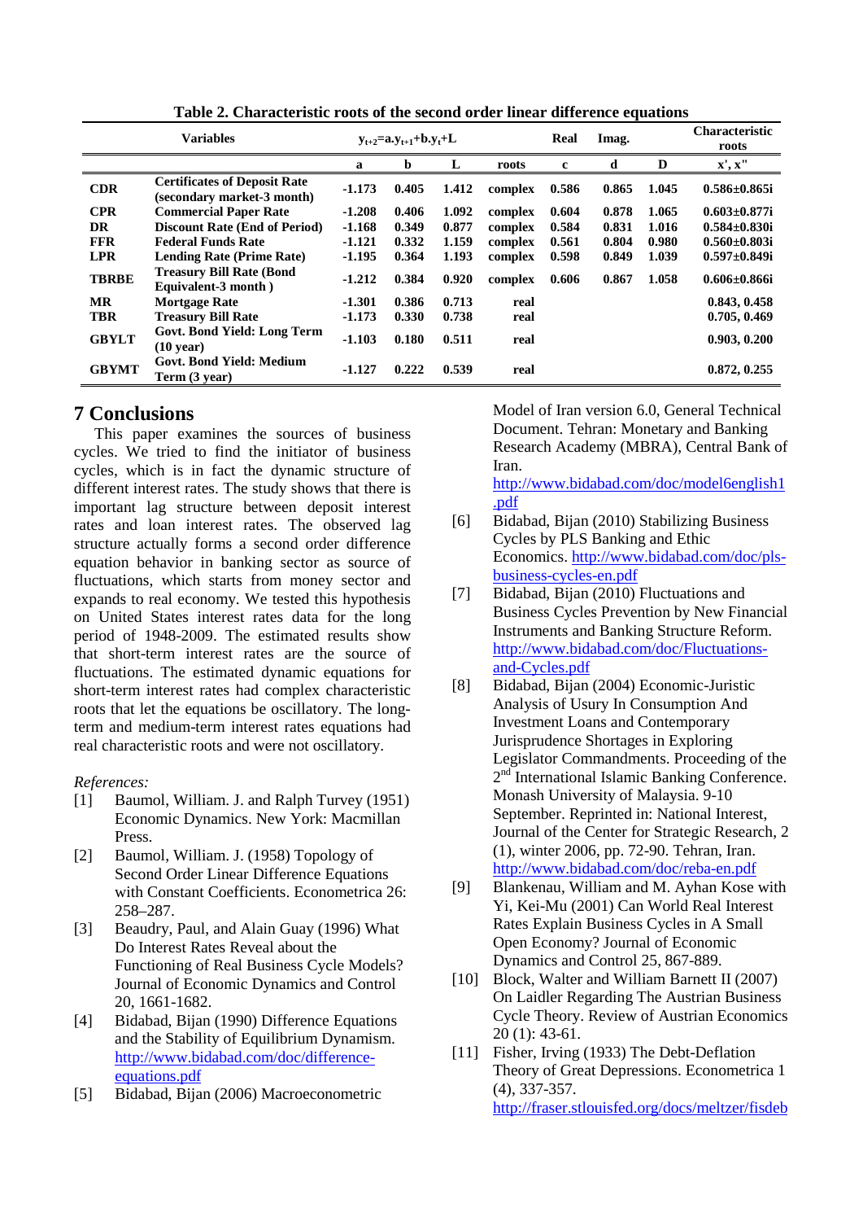**Table 2. Characteristic roots of the second order linear difference equations**

| Variables | | $y_{t+2}=a.y_{t+1}+b.y_t+L$ | | | | Real | Imag. | | Characteristic roots |
|---|---|---|---|---|---|---|---|---|---|
| | | a | b | L | roots | c | d | D | x', x" |
| **CDR** | **Certificates of Deposit Rate (secondary market-3 month)** | -1.173 | 0.405 | 1.412 | complex | 0.586 | 0.865 | 1.045 | 0.586±0.865i |
| **CPR** | **Commercial Paper Rate** | -1.208 | 0.406 | 1.092 | complex | 0.604 | 0.878 | 1.065 | 0.603±0.877i |
| **DR** | **Discount Rate (End of Period)** | -1.168 | 0.349 | 0.877 | complex | 0.584 | 0.831 | 1.016 | 0.584±0.830i |
| **FFR** | **Federal Funds Rate** | -1.121 | 0.332 | 1.159 | complex | 0.561 | 0.804 | 0.980 | 0.560±0.803i |
| **LPR** | **Lending Rate (Prime Rate)** | -1.195 | 0.364 | 1.193 | complex | 0.598 | 0.849 | 1.039 | 0.597±0.849i |
| **TBRBE** | **Treasury Bill Rate (Bond Equivalent-3 month )** | -1.212 | 0.384 | 0.920 | complex | 0.606 | 0.867 | 1.058 | 0.606±0.866i |
| **MR** | **Mortgage Rate** | -1.301 | 0.386 | 0.713 | real | | | | 0.843, 0.458 |
| **TBR** | **Treasury Bill Rate** | -1.173 | 0.330 | 0.738 | real | | | | 0.705, 0.469 |
| **GBYLT** | **Govt. Bond Yield: Long Term (10 year)** | -1.103 | 0.180 | 0.511 | real | | | | 0.903, 0.200 |
| **GBYMT** | **Govt. Bond Yield: Medium Term (3 year)** | -1.127 | 0.222 | 0.539 | real | | | | 0.872, 0.255 |

## 7 Conclusions

This paper examines the sources of business cycles. We tried to find the initiator of business cycles, which is in fact the dynamic structure of different interest rates. The study shows that there is important lag structure between deposit interest rates and loan interest rates. The observed lag structure actually forms a second order difference equation behavior in banking sector as source of fluctuations, which starts from money sector and expands to real economy. We tested this hypothesis on United States interest rates data for the long period of 1948-2009. The estimated results show that short-term interest rates are the source of fluctuations. The estimated dynamic equations for short-term interest rates had complex characteristic roots that let the equations be oscillatory. The long-term and medium-term interest rates equations had real characteristic roots and were not oscillatory.

*References:*

[1] Baumol, William. J. and Ralph Turvey (1951) Economic Dynamics. New York: Macmillan Press.

[2] Baumol, William. J. (1958) Topology of Second Order Linear Difference Equations with Constant Coefficients. Econometrica 26: 258–287.

[3] Beaudry, Paul, and Alain Guay (1996) What Do Interest Rates Reveal about the Functioning of Real Business Cycle Models? Journal of Economic Dynamics and Control 20, 1661-1682.

[4] Bidabad, Bijan (1990) Difference Equations and the Stability of Equilibrium Dynamism. http://www.bidabad.com/doc/difference-equations.pdf

[5] Bidabad, Bijan (2006) Macroeconometric Model of Iran version 6.0, General Technical Document. Tehran: Monetary and Banking Research Academy (MBRA), Central Bank of Iran. http://www.bidabad.com/doc/model6english1.pdf

[6] Bidabad, Bijan (2010) Stabilizing Business Cycles by PLS Banking and Ethic Economics. http://www.bidabad.com/doc/pls-business-cycles-en.pdf

[7] Bidabad, Bijan (2010) Fluctuations and Business Cycles Prevention by New Financial Instruments and Banking Structure Reform. http://www.bidabad.com/doc/Fluctuations-and-Cycles.pdf

[8] Bidabad, Bijan (2004) Economic-Juristic Analysis of Usury In Consumption And Investment Loans and Contemporary Jurisprudence Shortages in Exploring Legislator Commandments. Proceeding of the 2nd International Islamic Banking Conference. Monash University of Malaysia. 9-10 September. Reprinted in: National Interest, Journal of the Center for Strategic Research, 2 (1), winter 2006, pp. 72-90. Tehran, Iran. http://www.bidabad.com/doc/reba-en.pdf

[9] Blankenau, William and M. Ayhan Kose with Yi, Kei-Mu (2001) Can World Real Interest Rates Explain Business Cycles in A Small Open Economy? Journal of Economic Dynamics and Control 25, 867-889.

[10] Block, Walter and William Barnett II (2007) On Laidler Regarding The Austrian Business Cycle Theory. Review of Austrian Economics 20 (1): 43-61.

[11] Fisher, Irving (1933) The Debt-Deflation Theory of Great Depressions. Econometrica 1 (4), 337-357. http://fraser.stlouisfed.org/docs/meltzer/fisdeb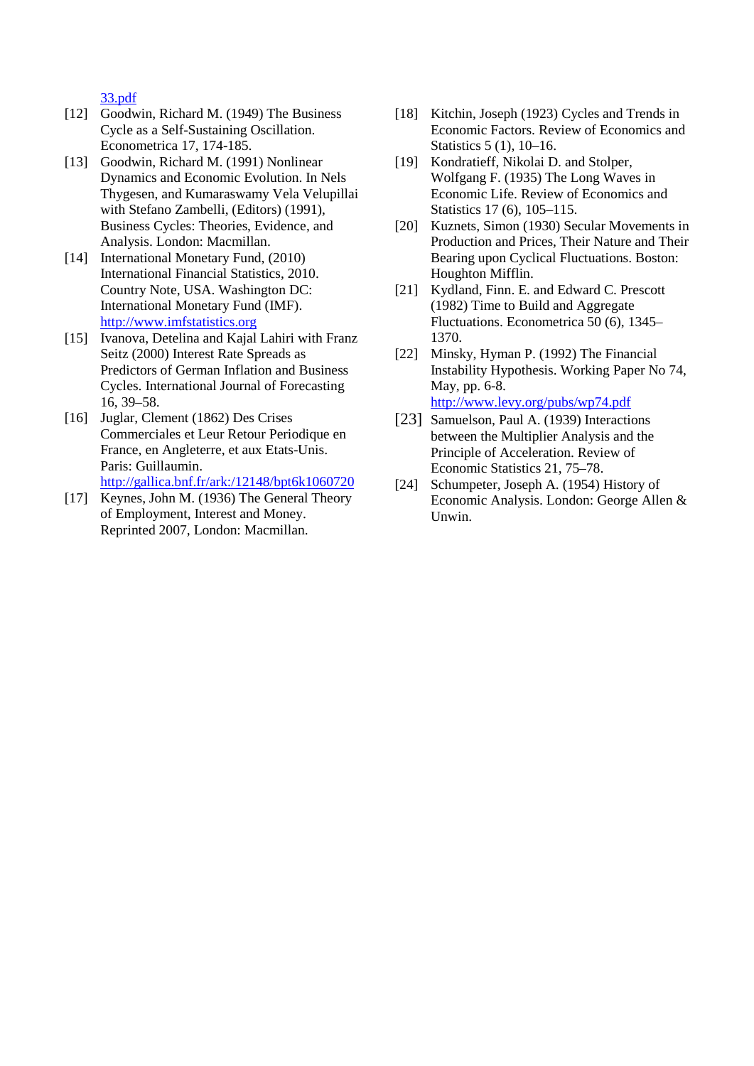33.pdf

[12] Goodwin, Richard M. (1949) The Business Cycle as a Self-Sustaining Oscillation. Econometrica 17, 174-185.

[13] Goodwin, Richard M. (1991) Nonlinear Dynamics and Economic Evolution. In Nels Thygesen, and Kumaraswamy Vela Velupillai with Stefano Zambelli, (Editors) (1991), Business Cycles: Theories, Evidence, and Analysis. London: Macmillan.

[14] International Monetary Fund, (2010) International Financial Statistics, 2010. Country Note, USA. Washington DC: International Monetary Fund (IMF). http://www.imfstatistics.org

[15] Ivanova, Detelina and Kajal Lahiri with Franz Seitz (2000) Interest Rate Spreads as Predictors of German Inflation and Business Cycles. International Journal of Forecasting 16, 39–58.

[16] Juglar, Clement (1862) Des Crises Commerciales et Leur Retour Periodique en France, en Angleterre, et aux Etats-Unis. Paris: Guillaumin. http://gallica.bnf.fr/ark:/12148/bpt6k1060720

[17] Keynes, John M. (1936) The General Theory of Employment, Interest and Money. Reprinted 2007, London: Macmillan.

[18] Kitchin, Joseph (1923) Cycles and Trends in Economic Factors. Review of Economics and Statistics 5 (1), 10–16.

[19] Kondratieff, Nikolai D. and Stolper, Wolfgang F. (1935) The Long Waves in Economic Life. Review of Economics and Statistics 17 (6), 105–115.

[20] Kuznets, Simon (1930) Secular Movements in Production and Prices, Their Nature and Their Bearing upon Cyclical Fluctuations. Boston: Houghton Mifflin.

[21] Kydland, Finn. E. and Edward C. Prescott (1982) Time to Build and Aggregate Fluctuations. Econometrica 50 (6), 1345–1370.

[22] Minsky, Hyman P. (1992) The Financial Instability Hypothesis. Working Paper No 74, May, pp. 6-8. http://www.levy.org/pubs/wp74.pdf

[23] Samuelson, Paul A. (1939) Interactions between the Multiplier Analysis and the Principle of Acceleration. Review of Economic Statistics 21, 75–78.

[24] Schumpeter, Joseph A. (1954) History of Economic Analysis. London: George Allen & Unwin.